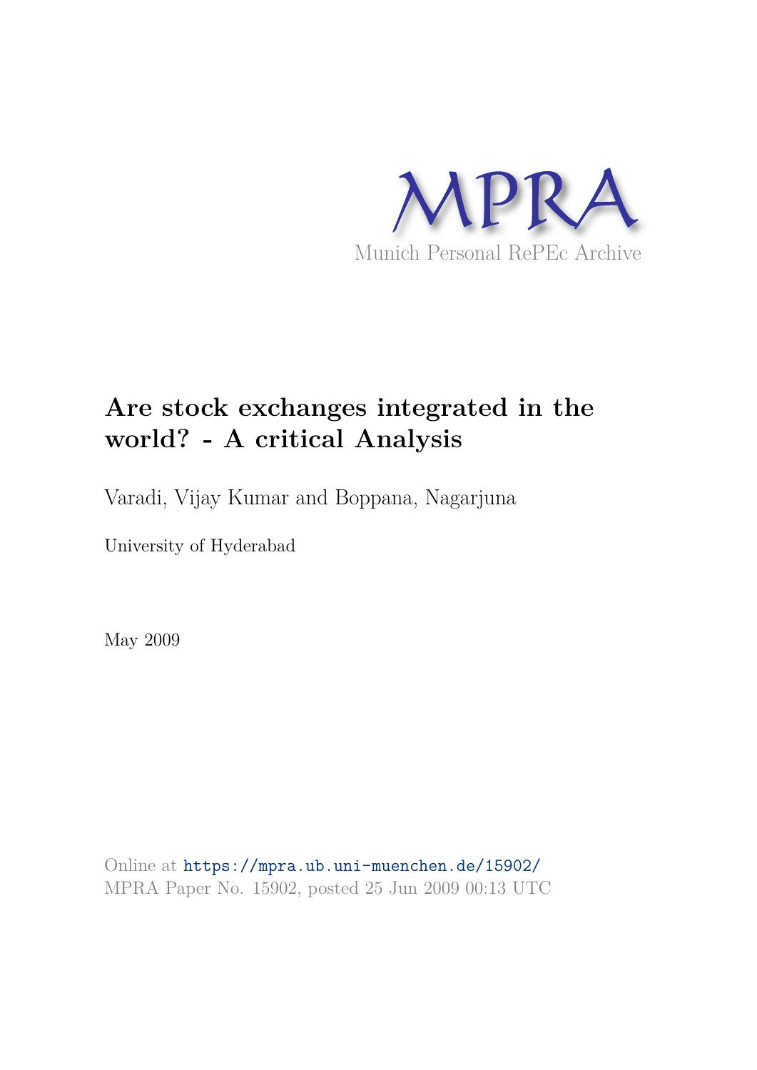MPRA

Munich Personal RePEc Archive

# Are stock exchanges integrated in the world? - A critical Analysis

Varadi, Vijay Kumar and Boppana, Nagarjuna

University of Hyderabad

May 2009

Online at https://mpra.ub.uni-muenchen.de/15902/
MPRA Paper No. 15902, posted 25 Jun 2009 00:13 UTC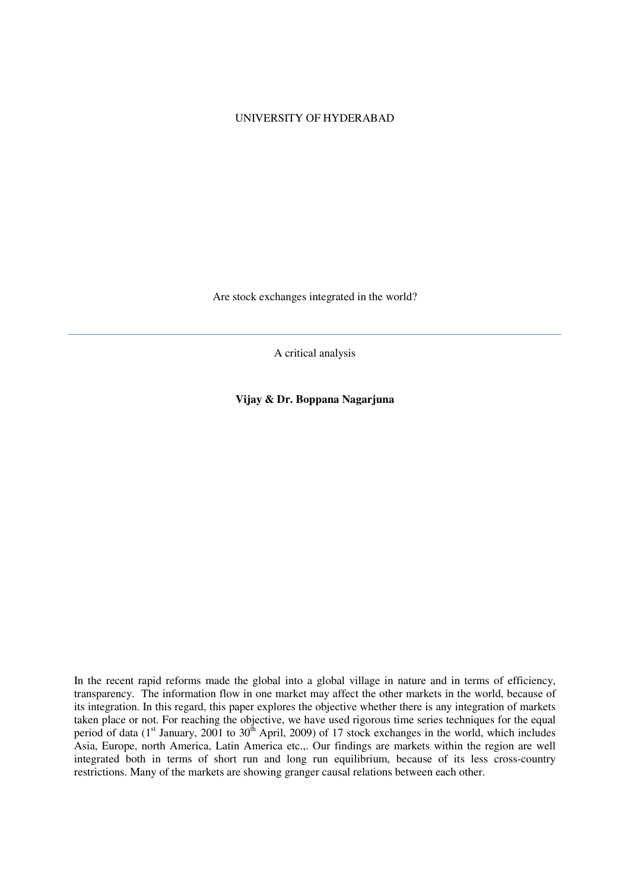UNIVERSITY OF HYDERABAD

# Are stock exchanges integrated in the world?

---

A critical analysis

**Vijay & Dr. Boppana Nagarjuna**

In the recent rapid reforms made the global into a global village in nature and in terms of efficiency, transparency. The information flow in one market may affect the other markets in the world, because of its integration. In this regard, this paper explores the objective whether there is any integration of markets taken place or not. For reaching the objective, we have used rigorous time series techniques for the equal period of data (1st January, 2001 to 30th April, 2009) of 17 stock exchanges in the world, which includes Asia, Europe, north America, Latin America etc.,. Our findings are markets within the region are well integrated both in terms of short run and long run equilibrium, because of its less cross-country restrictions. Many of the markets are showing granger causal relations between each other.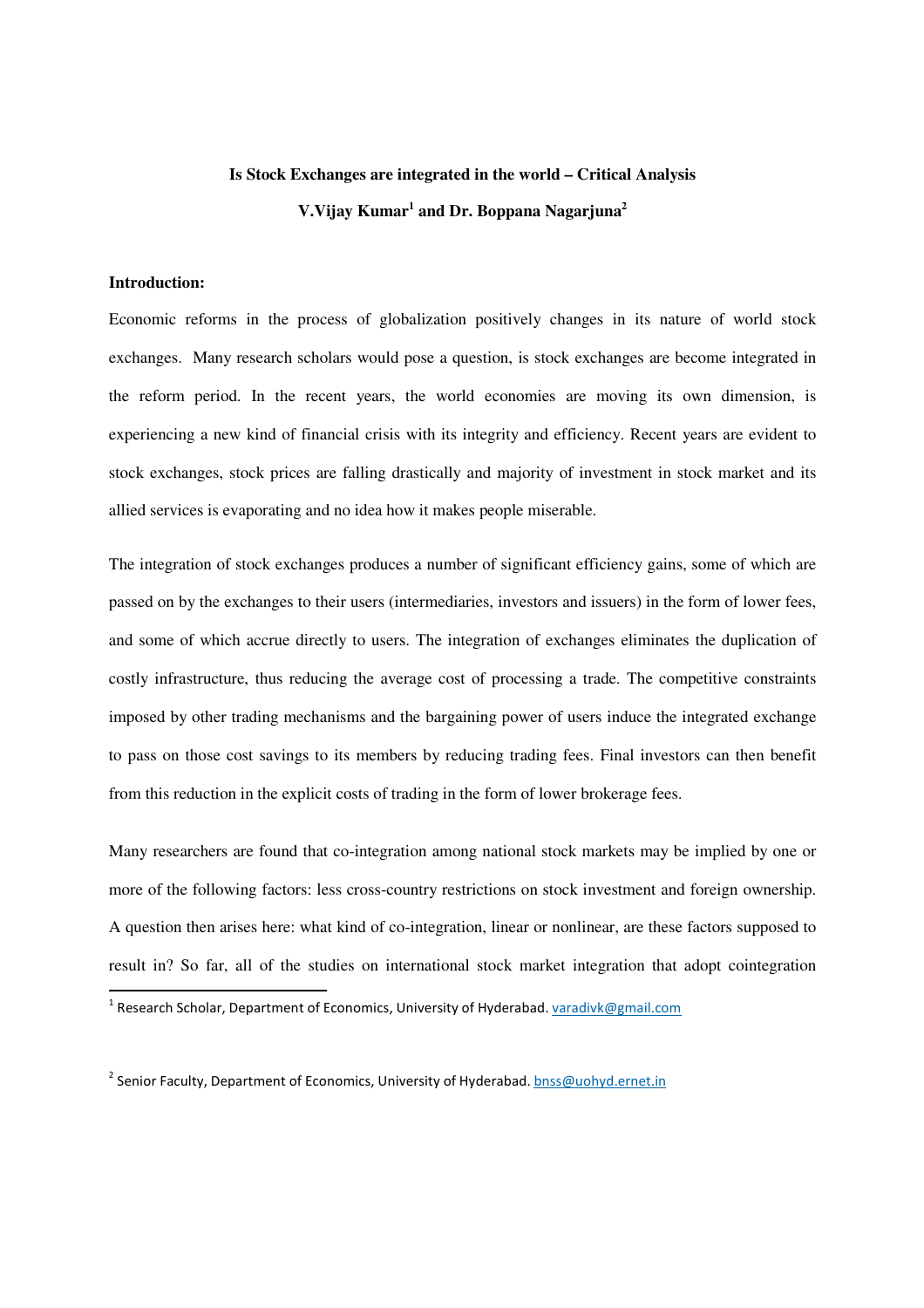**Is Stock Exchanges are integrated in the world – Critical Analysis**

**V.Vijay Kumar[1] and Dr. Boppana Nagarjuna[2]**

**Introduction:**

Economic reforms in the process of globalization positively changes in its nature of world stock exchanges. Many research scholars would pose a question, is stock exchanges are become integrated in the reform period. In the recent years, the world economies are moving its own dimension, is experiencing a new kind of financial crisis with its integrity and efficiency. Recent years are evident to stock exchanges, stock prices are falling drastically and majority of investment in stock market and its allied services is evaporating and no idea how it makes people miserable.

The integration of stock exchanges produces a number of significant efficiency gains, some of which are passed on by the exchanges to their users (intermediaries, investors and issuers) in the form of lower fees, and some of which accrue directly to users. The integration of exchanges eliminates the duplication of costly infrastructure, thus reducing the average cost of processing a trade. The competitive constraints imposed by other trading mechanisms and the bargaining power of users induce the integrated exchange to pass on those cost savings to its members by reducing trading fees. Final investors can then benefit from this reduction in the explicit costs of trading in the form of lower brokerage fees.

Many researchers are found that co-integration among national stock markets may be implied by one or more of the following factors: less cross-country restrictions on stock investment and foreign ownership. A question then arises here: what kind of co-integration, linear or nonlinear, are these factors supposed to result in? So far, all of the studies on international stock market integration that adopt cointegration

[1] Research Scholar, Department of Economics, University of Hyderabad. varadivk@gmail.com

[2] Senior Faculty, Department of Economics, University of Hyderabad. bnss@uohyd.ernet.in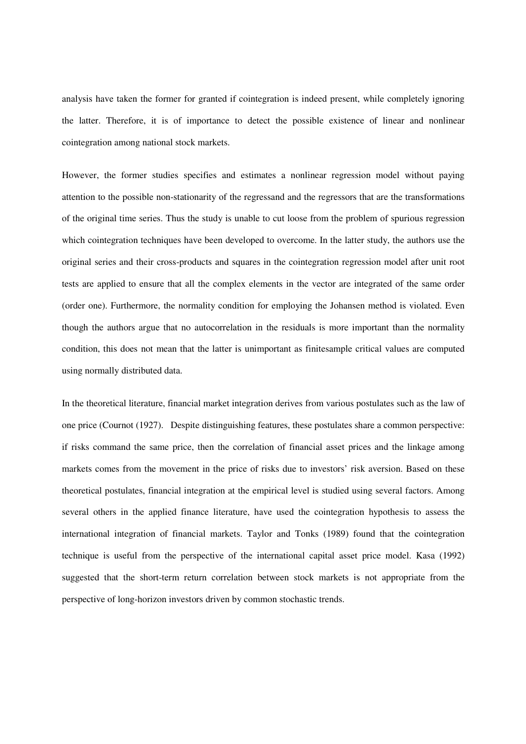analysis have taken the former for granted if cointegration is indeed present, while completely ignoring the latter. Therefore, it is of importance to detect the possible existence of linear and nonlinear cointegration among national stock markets.

However, the former studies specifies and estimates a nonlinear regression model without paying attention to the possible non-stationarity of the regressand and the regressors that are the transformations of the original time series. Thus the study is unable to cut loose from the problem of spurious regression which cointegration techniques have been developed to overcome. In the latter study, the authors use the original series and their cross-products and squares in the cointegration regression model after unit root tests are applied to ensure that all the complex elements in the vector are integrated of the same order (order one). Furthermore, the normality condition for employing the Johansen method is violated. Even though the authors argue that no autocorrelation in the residuals is more important than the normality condition, this does not mean that the latter is unimportant as finitesample critical values are computed using normally distributed data.

In the theoretical literature, financial market integration derives from various postulates such as the law of one price (Cournot (1927). Despite distinguishing features, these postulates share a common perspective: if risks command the same price, then the correlation of financial asset prices and the linkage among markets comes from the movement in the price of risks due to investors' risk aversion. Based on these theoretical postulates, financial integration at the empirical level is studied using several factors. Among several others in the applied finance literature, have used the cointegration hypothesis to assess the international integration of financial markets. Taylor and Tonks (1989) found that the cointegration technique is useful from the perspective of the international capital asset price model. Kasa (1992) suggested that the short-term return correlation between stock markets is not appropriate from the perspective of long-horizon investors driven by common stochastic trends.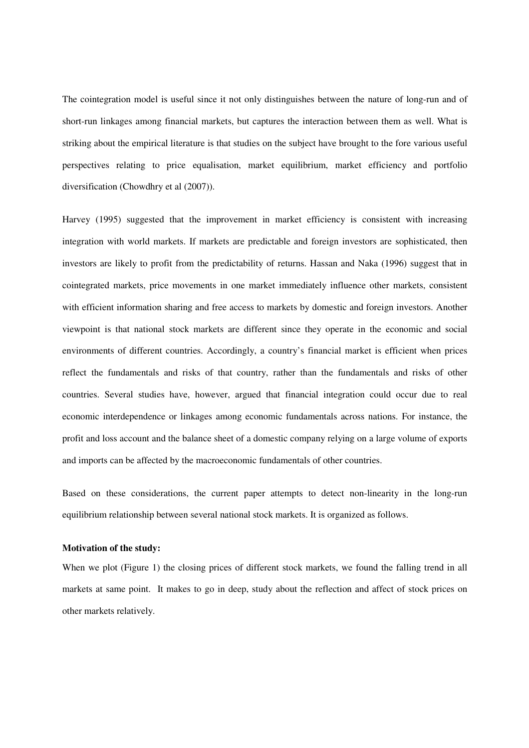The cointegration model is useful since it not only distinguishes between the nature of long-run and of short-run linkages among financial markets, but captures the interaction between them as well. What is striking about the empirical literature is that studies on the subject have brought to the fore various useful perspectives relating to price equalisation, market equilibrium, market efficiency and portfolio diversification (Chowdhry et al (2007)).

Harvey (1995) suggested that the improvement in market efficiency is consistent with increasing integration with world markets. If markets are predictable and foreign investors are sophisticated, then investors are likely to profit from the predictability of returns. Hassan and Naka (1996) suggest that in cointegrated markets, price movements in one market immediately influence other markets, consistent with efficient information sharing and free access to markets by domestic and foreign investors. Another viewpoint is that national stock markets are different since they operate in the economic and social environments of different countries. Accordingly, a country's financial market is efficient when prices reflect the fundamentals and risks of that country, rather than the fundamentals and risks of other countries. Several studies have, however, argued that financial integration could occur due to real economic interdependence or linkages among economic fundamentals across nations. For instance, the profit and loss account and the balance sheet of a domestic company relying on a large volume of exports and imports can be affected by the macroeconomic fundamentals of other countries.

Based on these considerations, the current paper attempts to detect non-linearity in the long-run equilibrium relationship between several national stock markets. It is organized as follows.

**Motivation of the study:**

When we plot (Figure 1) the closing prices of different stock markets, we found the falling trend in all markets at same point. It makes to go in deep, study about the reflection and affect of stock prices on other markets relatively.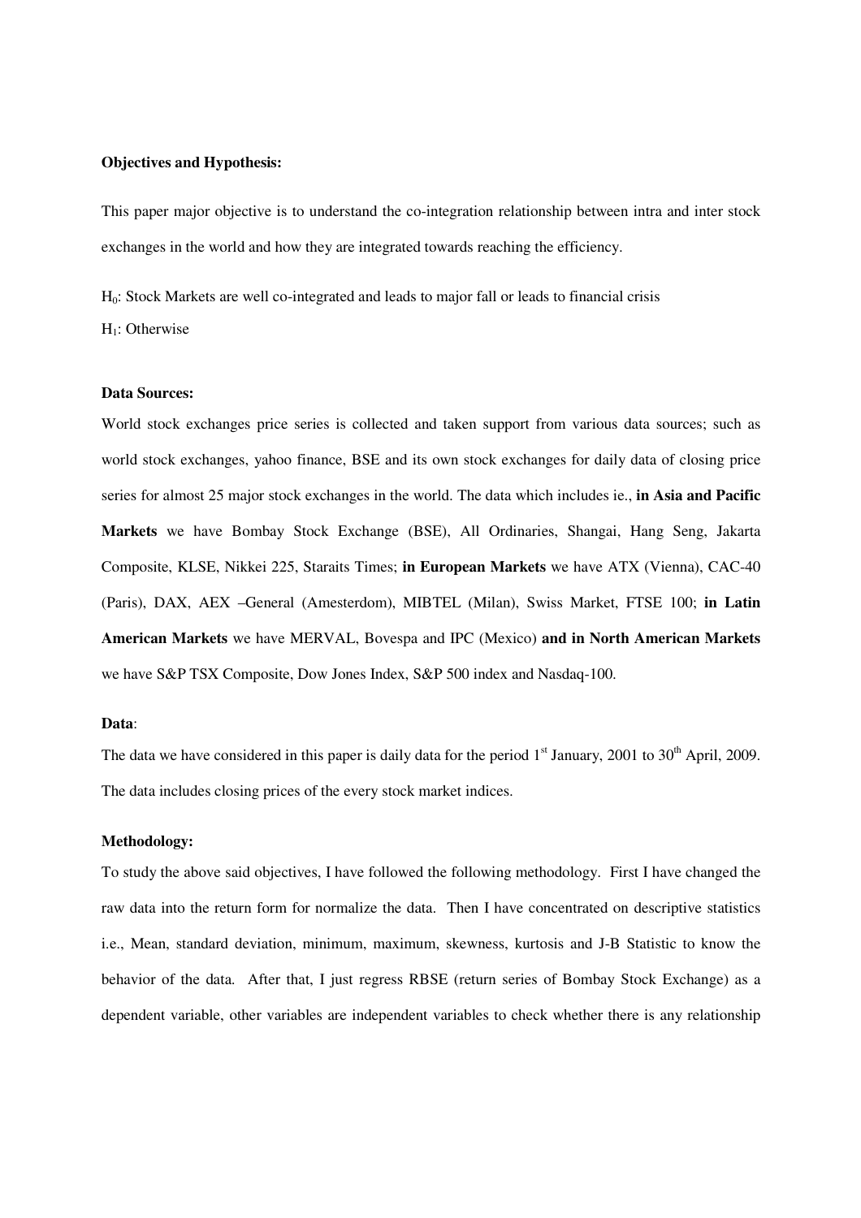**Objectives and Hypothesis:**

This paper major objective is to understand the co-integration relationship between intra and inter stock exchanges in the world and how they are integrated towards reaching the efficiency.

$H_0$: Stock Markets are well co-integrated and leads to major fall or leads to financial crisis

$H_1$: Otherwise

**Data Sources:**

World stock exchanges price series is collected and taken support from various data sources; such as world stock exchanges, yahoo finance, BSE and its own stock exchanges for daily data of closing price series for almost 25 major stock exchanges in the world. The data which includes ie., **in Asia and Pacific Markets** we have Bombay Stock Exchange (BSE), All Ordinaries, Shangai, Hang Seng, Jakarta Composite, KLSE, Nikkei 225, Staraits Times; **in European Markets** we have ATX (Vienna), CAC-40 (Paris), DAX, AEX –General (Amesterdom), MIBTEL (Milan), Swiss Market, FTSE 100; **in Latin American Markets** we have MERVAL, Bovespa and IPC (Mexico) **and in North American Markets** we have S&P TSX Composite, Dow Jones Index, S&P 500 index and Nasdaq-100.

**Data**:

The data we have considered in this paper is daily data for the period 1st January, 2001 to 30th April, 2009. The data includes closing prices of the every stock market indices.

**Methodology:**

To study the above said objectives, I have followed the following methodology. First I have changed the raw data into the return form for normalize the data. Then I have concentrated on descriptive statistics i.e., Mean, standard deviation, minimum, maximum, skewness, kurtosis and J-B Statistic to know the behavior of the data. After that, I just regress RBSE (return series of Bombay Stock Exchange) as a dependent variable, other variables are independent variables to check whether there is any relationship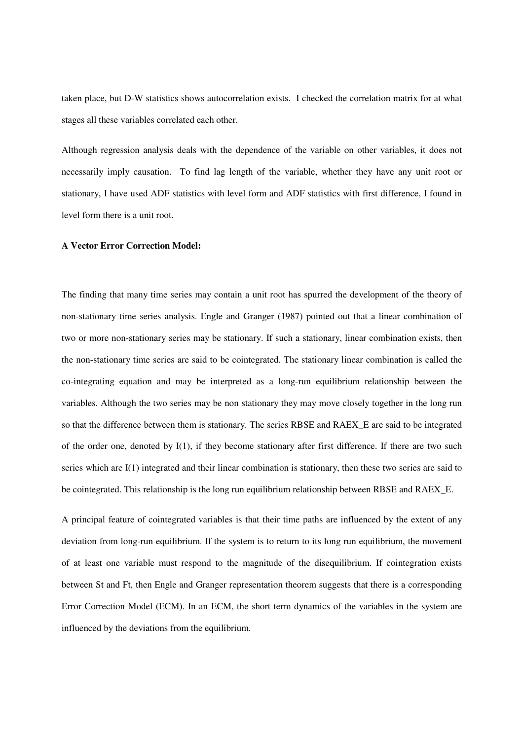taken place, but D-W statistics shows autocorrelation exists.  I checked the correlation matrix for at what stages all these variables correlated each other.

Although regression analysis deals with the dependence of the variable on other variables, it does not necessarily imply causation.  To find lag length of the variable, whether they have any unit root or stationary, I have used ADF statistics with level form and ADF statistics with first difference, I found in level form there is a unit root.

**A Vector Error Correction Model:**

The finding that many time series may contain a unit root has spurred the development of the theory of non-stationary time series analysis. Engle and Granger (1987) pointed out that a linear combination of two or more non-stationary series may be stationary. If such a stationary, linear combination exists, then the non-stationary time series are said to be cointegrated. The stationary linear combination is called the co-integrating equation and may be interpreted as a long-run equilibrium relationship between the variables. Although the two series may be non stationary they may move closely together in the long run so that the difference between them is stationary. The series RBSE and RAEX_E are said to be integrated of the order one, denoted by I(1), if they become stationary after first difference. If there are two such series which are I(1) integrated and their linear combination is stationary, then these two series are said to be cointegrated. This relationship is the long run equilibrium relationship between RBSE and RAEX_E.

A principal feature of cointegrated variables is that their time paths are influenced by the extent of any deviation from long-run equilibrium. If the system is to return to its long run equilibrium, the movement of at least one variable must respond to the magnitude of the disequilibrium. If cointegration exists between St and Ft, then Engle and Granger representation theorem suggests that there is a corresponding Error Correction Model (ECM). In an ECM, the short term dynamics of the variables in the system are influenced by the deviations from the equilibrium.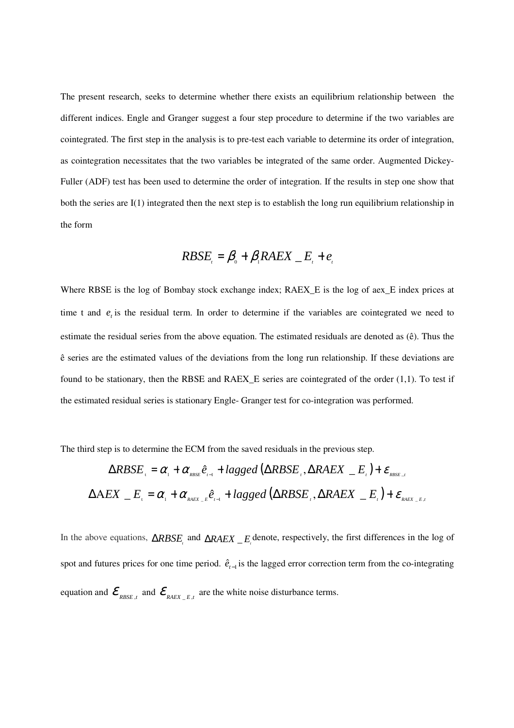The present research, seeks to determine whether there exists an equilibrium relationship between the different indices. Engle and Granger suggest a four step procedure to determine if the two variables are cointegrated. The first step in the analysis is to pre-test each variable to determine its order of integration, as cointegration necessitates that the two variables be integrated of the same order. Augmented Dickey-Fuller (ADF) test has been used to determine the order of integration. If the results in step one show that both the series are I(1) integrated then the next step is to establish the long run equilibrium relationship in the form

$$RBSE_t = \beta_0 + \beta_1 RAEX\_E_t + e_t$$

Where RBSE is the log of Bombay stock exchange index; RAEX_E is the log of aex_E index prices at time t and $e_t$ is the residual term. In order to determine if the variables are cointegrated we need to estimate the residual series from the above equation. The estimated residuals are denoted as (ê). Thus the ê series are the estimated values of the deviations from the long run relationship. If these deviations are found to be stationary, then the RBSE and RAEX_E series are cointegrated of the order (1,1). To test if the estimated residual series is stationary Engle- Granger test for co-integration was performed.

The third step is to determine the ECM from the saved residuals in the previous step.

$$\Delta RBSE_t = \alpha_1 + \alpha_{RBSE}\hat{e}_{t-1} + lagged\left(\Delta RBSE_t, \Delta RAEX\_E_t\right) + \varepsilon_{RBSE,t}$$

$$\Delta AEX\_E_t = \alpha_1 + \alpha_{RAEX\_E}\hat{e}_{t-1} + lagged\left(\Delta RBSE_t, \Delta RAEX\_E_t\right) + \varepsilon_{RAEX\_E,t}$$

In the above equations, $\Delta RBSE_t$ and $\Delta RAEX\_E_t$ denote, respectively, the first differences in the log of spot and futures prices for one time period. $\hat{e}_{t-1}$ is the lagged error correction term from the co-integrating equation and $\varepsilon_{RBSE,t}$ and $\varepsilon_{RAEX\_E,t}$ are the white noise disturbance terms.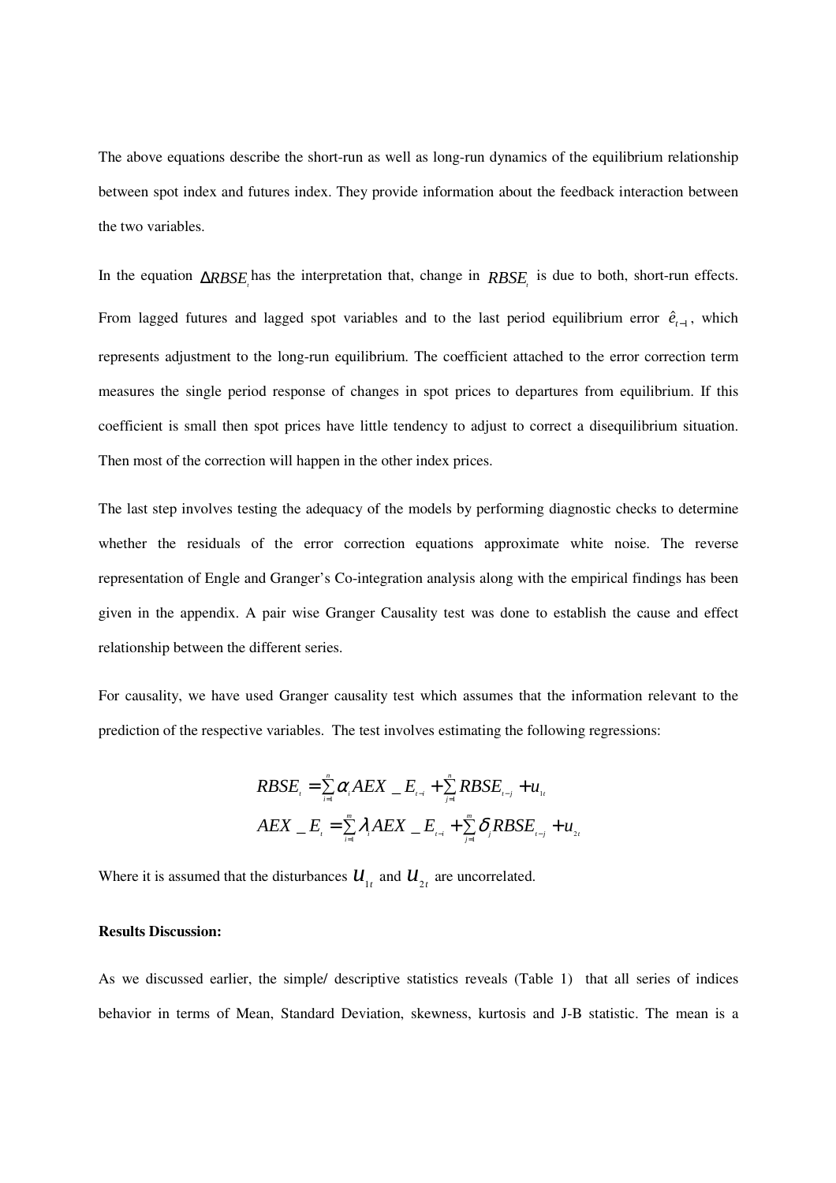The above equations describe the short-run as well as long-run dynamics of the equilibrium relationship between spot index and futures index. They provide information about the feedback interaction between the two variables.

In the equation $\Delta RBSE_t$ has the interpretation that, change in $RBSE_t$ is due to both, short-run effects. From lagged futures and lagged spot variables and to the last period equilibrium error $\hat{e}_{t-1}$, which represents adjustment to the long-run equilibrium. The coefficient attached to the error correction term measures the single period response of changes in spot prices to departures from equilibrium. If this coefficient is small then spot prices have little tendency to adjust to correct a disequilibrium situation. Then most of the correction will happen in the other index prices.

The last step involves testing the adequacy of the models by performing diagnostic checks to determine whether the residuals of the error correction equations approximate white noise. The reverse representation of Engle and Granger's Co-integration analysis along with the empirical findings has been given in the appendix. A pair wise Granger Causality test was done to establish the cause and effect relationship between the different series.

For causality, we have used Granger causality test which assumes that the information relevant to the prediction of the respective variables. The test involves estimating the following regressions:

$$RBSE_t = \sum_{i=1}^{n} \alpha_i AEX\_E_{t-i} + \sum_{j=1}^{n} RBSE_{t-j} + u_{1t}$$

$$AEX\_E_t = \sum_{i=1}^{m} \lambda_i AEX\_E_{t-i} + \sum_{j=1}^{m} \delta_j RBSE_{t-j} + u_{2t}$$

Where it is assumed that the disturbances $u_{1t}$ and $u_{2t}$ are uncorrelated.

**Results Discussion:**

As we discussed earlier, the simple/ descriptive statistics reveals (Table 1) that all series of indices behavior in terms of Mean, Standard Deviation, skewness, kurtosis and J-B statistic. The mean is a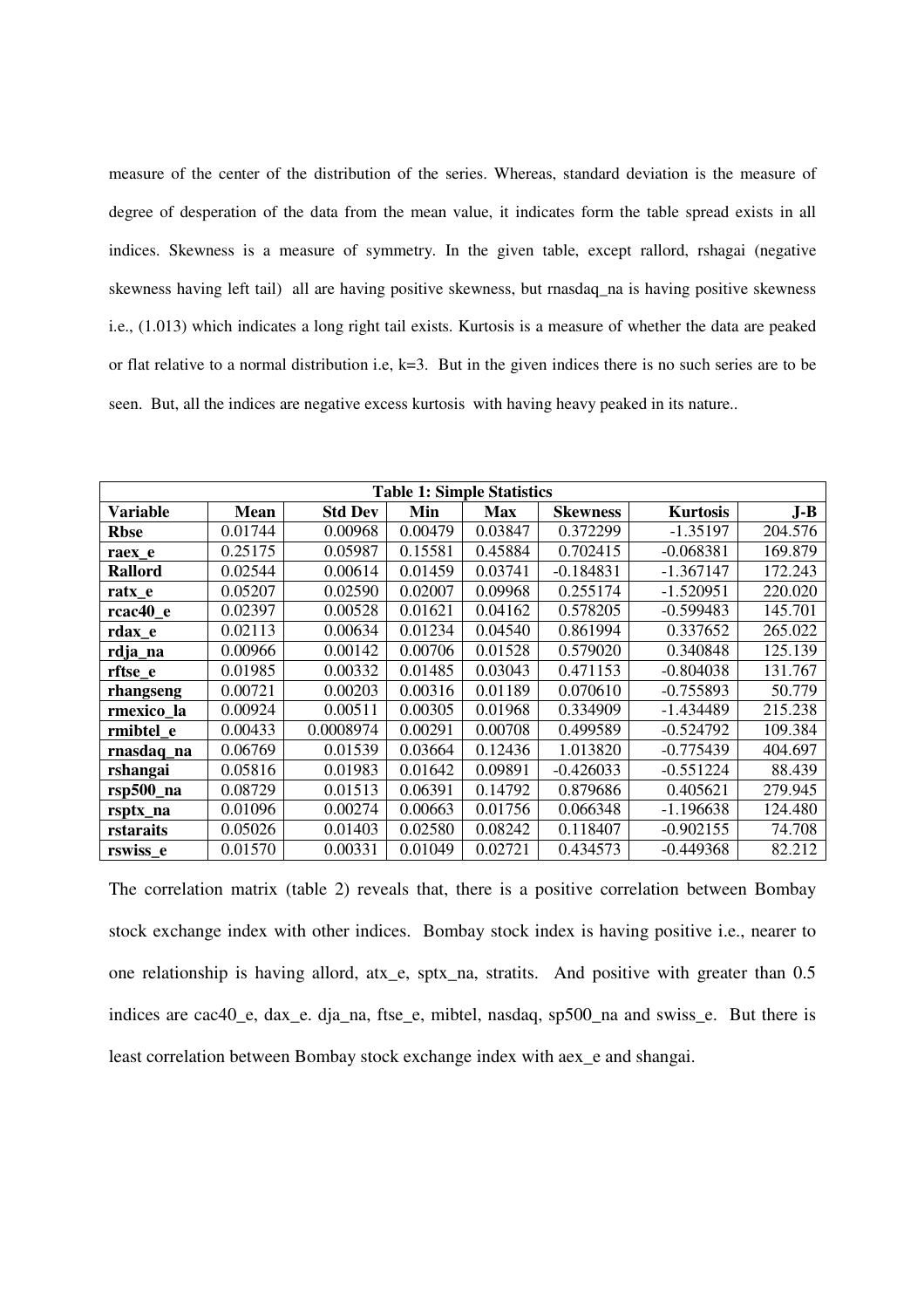measure of the center of the distribution of the series. Whereas, standard deviation is the measure of degree of desperation of the data from the mean value, it indicates form the table spread exists in all indices. Skewness is a measure of symmetry. In the given table, except rallord, rshagai (negative skewness having left tail) all are having positive skewness, but rnasdaq_na is having positive skewness i.e., (1.013) which indicates a long right tail exists. Kurtosis is a measure of whether the data are peaked or flat relative to a normal distribution i.e, k=3. But in the given indices there is no such series are to be seen. But, all the indices are negative excess kurtosis with having heavy peaked in its nature..

| **Table 1: Simple Statistics** | | | | | | | |
|---|---|---|---|---|---|---|---|
| **Variable** | **Mean** | **Std Dev** | **Min** | **Max** | **Skewness** | **Kurtosis** | **J-B** |
| **Rbse** | 0.01744 | 0.00968 | 0.00479 | 0.03847 | 0.372299 | -1.35197 | 204.576 |
| **raex_e** | 0.25175 | 0.05987 | 0.15581 | 0.45884 | 0.702415 | -0.068381 | 169.879 |
| **Rallord** | 0.02544 | 0.00614 | 0.01459 | 0.03741 | -0.184831 | -1.367147 | 172.243 |
| **ratx_e** | 0.05207 | 0.02590 | 0.02007 | 0.09968 | 0.255174 | -1.520951 | 220.020 |
| **rcac40_e** | 0.02397 | 0.00528 | 0.01621 | 0.04162 | 0.578205 | -0.599483 | 145.701 |
| **rdax_e** | 0.02113 | 0.00634 | 0.01234 | 0.04540 | 0.861994 | 0.337652 | 265.022 |
| **rdja_na** | 0.00966 | 0.00142 | 0.00706 | 0.01528 | 0.579020 | 0.340848 | 125.139 |
| **rftse_e** | 0.01985 | 0.00332 | 0.01485 | 0.03043 | 0.471153 | -0.804038 | 131.767 |
| **rhangseng** | 0.00721 | 0.00203 | 0.00316 | 0.01189 | 0.070610 | -0.755893 | 50.779 |
| **rmexico_la** | 0.00924 | 0.00511 | 0.00305 | 0.01968 | 0.334909 | -1.434489 | 215.238 |
| **rmibtel_e** | 0.00433 | 0.0008974 | 0.00291 | 0.00708 | 0.499589 | -0.524792 | 109.384 |
| **rnasdaq_na** | 0.06769 | 0.01539 | 0.03664 | 0.12436 | 1.013820 | -0.775439 | 404.697 |
| **rshangai** | 0.05816 | 0.01983 | 0.01642 | 0.09891 | -0.426033 | -0.551224 | 88.439 |
| **rsp500_na** | 0.08729 | 0.01513 | 0.06391 | 0.14792 | 0.879686 | 0.405621 | 279.945 |
| **rsptx_na** | 0.01096 | 0.00274 | 0.00663 | 0.01756 | 0.066348 | -1.196638 | 124.480 |
| **rstaraits** | 0.05026 | 0.01403 | 0.02580 | 0.08242 | 0.118407 | -0.902155 | 74.708 |
| **rswiss_e** | 0.01570 | 0.00331 | 0.01049 | 0.02721 | 0.434573 | -0.449368 | 82.212 |

The correlation matrix (table 2) reveals that, there is a positive correlation between Bombay stock exchange index with other indices. Bombay stock index is having positive i.e., nearer to one relationship is having allord, atx_e, sptx_na, stratits. And positive with greater than 0.5 indices are cac40_e, dax_e. dja_na, ftse_e, mibtel, nasdaq, sp500_na and swiss_e. But there is least correlation between Bombay stock exchange index with aex_e and shangai.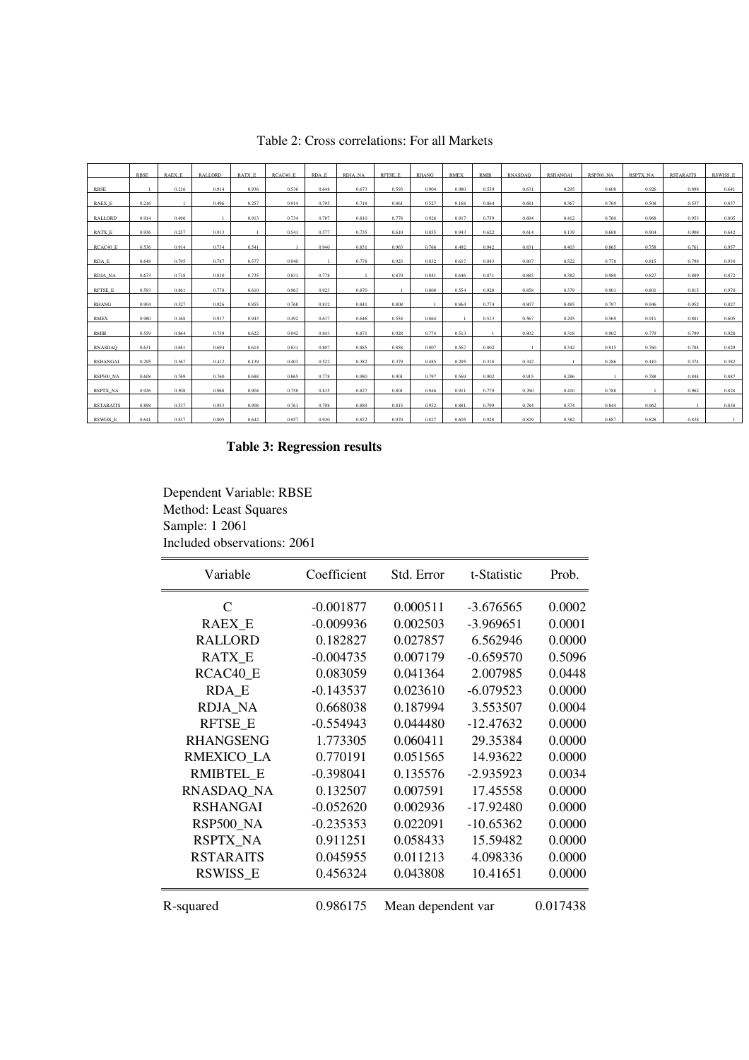Table 2: Cross correlations: For all Markets

| | RBSE | RAEX_E | RALLORD | RATX_E | RCAC40_E | RDA_E | RDJA_NA | RFTSE_E | RHANG | RMEX | RMIB | RNASDAQ | RSHANGAI | RSP500_NA | RSPTX_NA | RSTARAITS | RSWISS_E |
|---|---|---|---|---|---|---|---|---|---|---|---|---|---|---|---|---|---|
| RBSE | 1 | 0.216 | 0.914 | 0.936 | 0.536 | 0.648 | 0.673 | 0.593 | 0.904 | 0.980 | 0.559 | 0.631 | 0.295 | 0.608 | 0.926 | 0.898 | 0.641 |
| RAEX_E | 0.216 | 1 | 0.496 | 0.257 | 0.914 | 0.795 | 0.718 | 0.861 | 0.527 | 0.168 | 0.864 | 0.681 | 0.367 | 0.769 | 0.508 | 0.537 | 0.837 |
| RALLORD | 0.914 | 0.496 | 1 | 0.913 | 0.734 | 0.787 | 0.810 | 0.778 | 0.926 | 0.917 | 0.759 | 0.694 | 0.412 | 0.760 | 0.968 | 0.953 | 0.805 |
| RATX_E | 0.936 | 0.257 | 0.913 | 1 | 0.541 | 0.577 | 0.735 | 0.610 | 0.855 | 0.943 | 0.622 | 0.614 | 0.139 | 0.688 | 0.904 | 0.908 | 0.642 |
| RCAC40_E | 0.536 | 0.914 | 0.734 | 0.541 | 1 | 0.940 | 0.831 | 0.963 | 0.768 | 0.492 | 0.942 | 0.831 | 0.403 | 0.865 | 0.758 | 0.761 | 0.957 |
| RDA_E | 0.648 | 0.795 | 0.787 | 0.577 | 0.940 | 1 | 0.778 | 0.923 | 0.832 | 0.617 | 0.843 | 0.807 | 0.522 | 0.778 | 0.815 | 0.798 | 0.930 |
| RDJA_NA | 0.673 | 0.718 | 0.810 | 0.735 | 0.831 | 0.778 | 1 | 0.870 | 0.841 | 0.646 | 0.871 | 0.885 | 0.382 | 0.980 | 0.827 | 0.889 | 0.872 |
| RFTSE_E | 0.593 | 0.861 | 0.778 | 0.610 | 0.963 | 0.923 | 0.870 | 1 | 0.808 | 0.554 | 0.928 | 0.858 | 0.379 | 0.901 | 0.801 | 0.815 | 0.970 |
| RHANG | 0.904 | 0.527 | 0.926 | 0.855 | 0.768 | 0.832 | 0.841 | 0.808 | 1 | 0.864 | 0.774 | 0.807 | 0.485 | 0.797 | 0.946 | 0.952 | 0.827 |
| RMEX | 0.980 | 0.168 | 0.917 | 0.943 | 0.492 | 0.617 | 0.646 | 0.554 | 0.864 | 1 | 0.513 | 0.567 | 0.295 | 0.569 | 0.911 | 0.881 | 0.605 |
| RMIB | 0.559 | 0.864 | 0.759 | 0.622 | 0.942 | 0.843 | 0.871 | 0.928 | 0.774 | 0.513 | 1 | 0.802 | 0.318 | 0.902 | 0.779 | 0.799 | 0.928 |
| RNASDAQ | 0.631 | 0.681 | 0.694 | 0.614 | 0.831 | 0.807 | 0.885 | 0.858 | 0.807 | 0.567 | 0.802 | 1 | 0.342 | 0.915 | 0.760 | 0.784 | 0.829 |
| RSHANGAI | 0.295 | 0.367 | 0.412 | 0.139 | 0.403 | 0.522 | 0.382 | 0.379 | 0.485 | 0.295 | 0.318 | 0.342 | 1 | 0.286 | 0.410 | 0.374 | 0.382 |
| RSP500_NA | 0.608 | 0.769 | 0.760 | 0.688 | 0.865 | 0.778 | 0.980 | 0.901 | 0.797 | 0.569 | 0.902 | 0.915 | 0.286 | 1 | 0.788 | 0.844 | 0.887 |
| RSPTX_NA | 0.926 | 0.508 | 0.968 | 0.904 | 0.758 | 0.815 | 0.827 | 0.801 | 0.946 | 0.911 | 0.779 | 0.760 | 0.410 | 0.788 | 1 | 0.962 | 0.828 |
| RSTARAITS | 0.898 | 0.537 | 0.953 | 0.908 | 0.761 | 0.798 | 0.889 | 0.815 | 0.952 | 0.881 | 0.799 | 0.784 | 0.374 | 0.844 | 0.962 | 1 | 0.838 |
| RSWISS_E | 0.641 | 0.837 | 0.805 | 0.642 | 0.957 | 0.930 | 0.872 | 0.970 | 0.827 | 0.605 | 0.928 | 0.829 | 0.382 | 0.887 | 0.828 | 0.838 | 1 |

**Table 3: Regression results**

Dependent Variable: RBSE
Method: Least Squares
Sample: 1 2061
Included observations: 2061

| Variable | Coefficient | Std. Error | t-Statistic | Prob. |
|---|---|---|---|---|
| C | -0.001877 | 0.000511 | -3.676565 | 0.0002 |
| RAEX_E | -0.009936 | 0.002503 | -3.969651 | 0.0001 |
| RALLORD | 0.182827 | 0.027857 | 6.562946 | 0.0000 |
| RATX_E | -0.004735 | 0.007179 | -0.659570 | 0.5096 |
| RCAC40_E | 0.083059 | 0.041364 | 2.007985 | 0.0448 |
| RDA_E | -0.143537 | 0.023610 | -6.079523 | 0.0000 |
| RDJA_NA | 0.668038 | 0.187994 | 3.553507 | 0.0004 |
| RFTSE_E | -0.554943 | 0.044480 | -12.47632 | 0.0000 |
| RHANGSENG | 1.773305 | 0.060411 | 29.35384 | 0.0000 |
| RMEXICO_LA | 0.770191 | 0.051565 | 14.93622 | 0.0000 |
| RMIBTEL_E | -0.398041 | 0.135576 | -2.935923 | 0.0034 |
| RNASDAQ_NA | 0.132507 | 0.007591 | 17.45558 | 0.0000 |
| RSHANGAI | -0.052620 | 0.002936 | -17.92480 | 0.0000 |
| RSP500_NA | -0.235353 | 0.022091 | -10.65362 | 0.0000 |
| RSPTX_NA | 0.911251 | 0.058433 | 15.59482 | 0.0000 |
| RSTARAITS | 0.045955 | 0.011213 | 4.098336 | 0.0000 |
| RSWISS_E | 0.456324 | 0.043808 | 10.41651 | 0.0000 |
| R-squared | 0.986175 | Mean dependent var | | 0.017438 |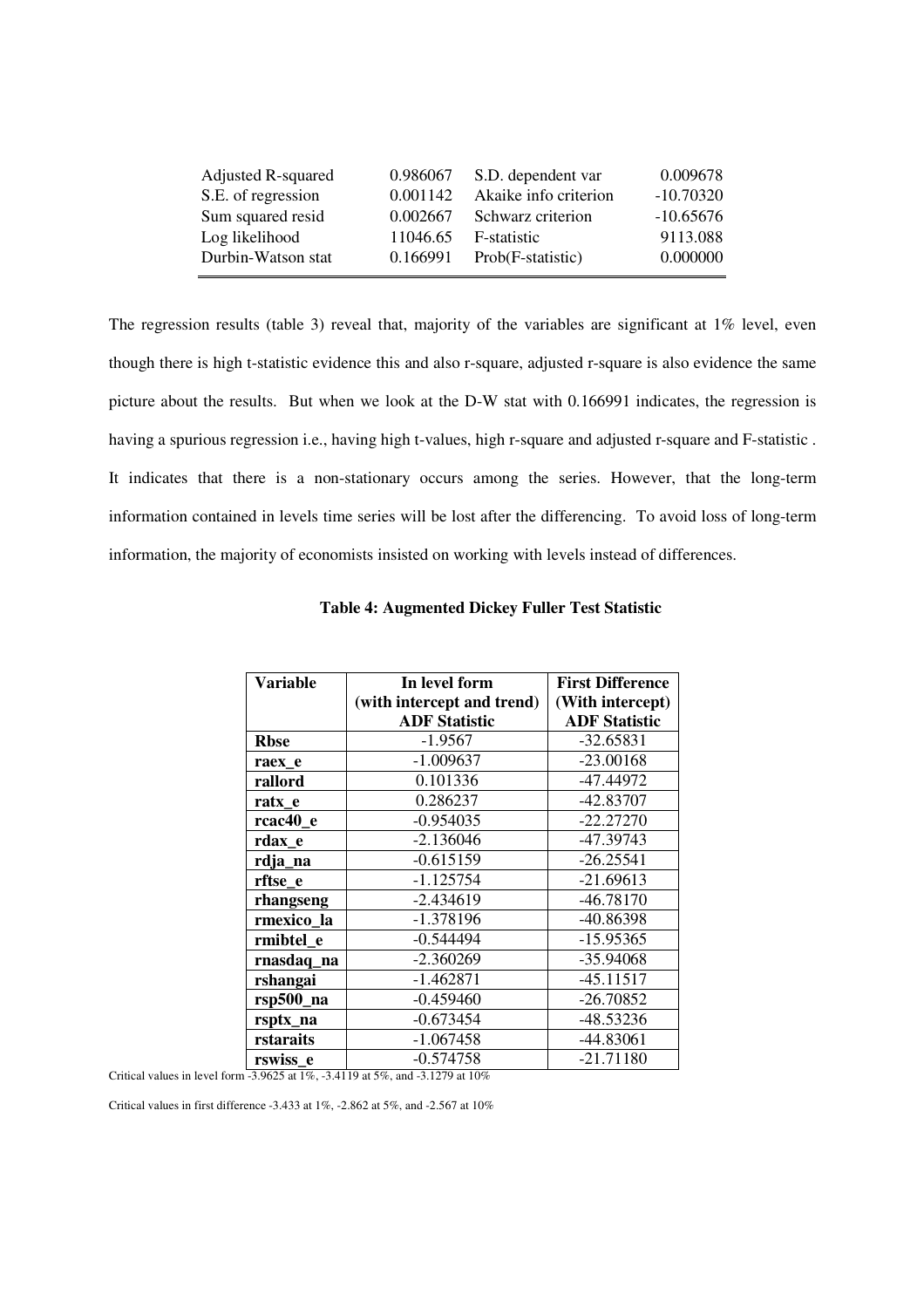| | | | |
|---|---|---|---|
| Adjusted R-squared | 0.986067 | S.D. dependent var | 0.009678 |
| S.E. of regression | 0.001142 | Akaike info criterion | -10.70320 |
| Sum squared resid | 0.002667 | Schwarz criterion | -10.65676 |
| Log likelihood | 11046.65 | F-statistic | 9113.088 |
| Durbin-Watson stat | 0.166991 | Prob(F-statistic) | 0.000000 |

The regression results (table 3) reveal that, majority of the variables are significant at 1% level, even though there is high t-statistic evidence this and also r-square, adjusted r-square is also evidence the same picture about the results. But when we look at the D-W stat with 0.166991 indicates, the regression is having a spurious regression i.e., having high t-values, high r-square and adjusted r-square and F-statistic . It indicates that there is a non-stationary occurs among the series. However, that the long-term information contained in levels time series will be lost after the differencing. To avoid loss of long-term information, the majority of economists insisted on working with levels instead of differences.

**Table 4: Augmented Dickey Fuller Test Statistic**

| Variable | In level form (with intercept and trend) ADF Statistic | First Difference (With intercept) ADF Statistic |
|---|---|---|
| **Rbse** | -1.9567 | -32.65831 |
| **raex_e** | -1.009637 | -23.00168 |
| **rallord** | 0.101336 | -47.44972 |
| **ratx_e** | 0.286237 | -42.83707 |
| **rcac40_e** | -0.954035 | -22.27270 |
| **rdax_e** | -2.136046 | -47.39743 |
| **rdja_na** | -0.615159 | -26.25541 |
| **rftse_e** | -1.125754 | -21.69613 |
| **rhangseng** | -2.434619 | -46.78170 |
| **rmexico_la** | -1.378196 | -40.86398 |
| **rmibtel_e** | -0.544494 | -15.95365 |
| **rnasdaq_na** | -2.360269 | -35.94068 |
| **rshangai** | -1.462871 | -45.11517 |
| **rsp500_na** | -0.459460 | -26.70852 |
| **rsptx_na** | -0.673454 | -48.53236 |
| **rstaraits** | -1.067458 | -44.83061 |
| **rswiss_e** | -0.574758 | -21.71180 |

Critical values in level form -3.9625 at 1%, -3.4119 at 5%, and -3.1279 at 10%

Critical values in first difference -3.433 at 1%, -2.862 at 5%, and -2.567 at 10%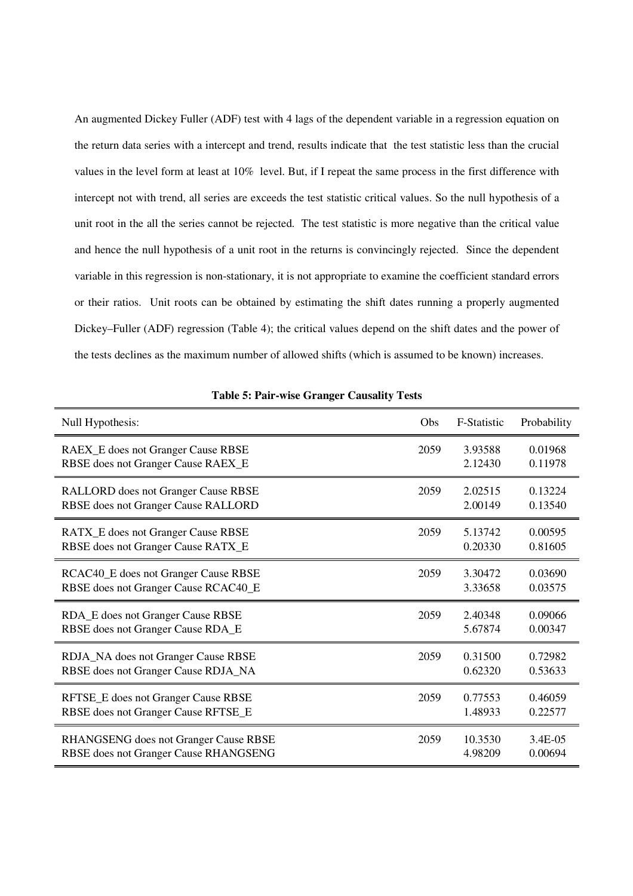An augmented Dickey Fuller (ADF) test with 4 lags of the dependent variable in a regression equation on the return data series with a intercept and trend, results indicate that the test statistic less than the crucial values in the level form at least at 10% level. But, if I repeat the same process in the first difference with intercept not with trend, all series are exceeds the test statistic critical values. So the null hypothesis of a unit root in the all the series cannot be rejected. The test statistic is more negative than the critical value and hence the null hypothesis of a unit root in the returns is convincingly rejected. Since the dependent variable in this regression is non-stationary, it is not appropriate to examine the coefficient standard errors or their ratios. Unit roots can be obtained by estimating the shift dates running a properly augmented Dickey–Fuller (ADF) regression (Table 4); the critical values depend on the shift dates and the power of the tests declines as the maximum number of allowed shifts (which is assumed to be known) increases.

**Table 5: Pair-wise Granger Causality Tests**

| Null Hypothesis: | Obs | F-Statistic | Probability |
|---|---|---|---|
| RAEX_E does not Granger Cause RBSE | 2059 | 3.93588 | 0.01968 |
| RBSE does not Granger Cause RAEX_E | | 2.12430 | 0.11978 |
| RALLORD does not Granger Cause RBSE | 2059 | 2.02515 | 0.13224 |
| RBSE does not Granger Cause RALLORD | | 2.00149 | 0.13540 |
| RATX_E does not Granger Cause RBSE | 2059 | 5.13742 | 0.00595 |
| RBSE does not Granger Cause RATX_E | | 0.20330 | 0.81605 |
| RCAC40_E does not Granger Cause RBSE | 2059 | 3.30472 | 0.03690 |
| RBSE does not Granger Cause RCAC40_E | | 3.33658 | 0.03575 |
| RDA_E does not Granger Cause RBSE | 2059 | 2.40348 | 0.09066 |
| RBSE does not Granger Cause RDA_E | | 5.67874 | 0.00347 |
| RDJA_NA does not Granger Cause RBSE | 2059 | 0.31500 | 0.72982 |
| RBSE does not Granger Cause RDJA_NA | | 0.62320 | 0.53633 |
| RFTSE_E does not Granger Cause RBSE | 2059 | 0.77553 | 0.46059 |
| RBSE does not Granger Cause RFTSE_E | | 1.48933 | 0.22577 |
| RHANGSENG does not Granger Cause RBSE | 2059 | 10.3530 | 3.4E-05 |
| RBSE does not Granger Cause RHANGSENG | | 4.98209 | 0.00694 |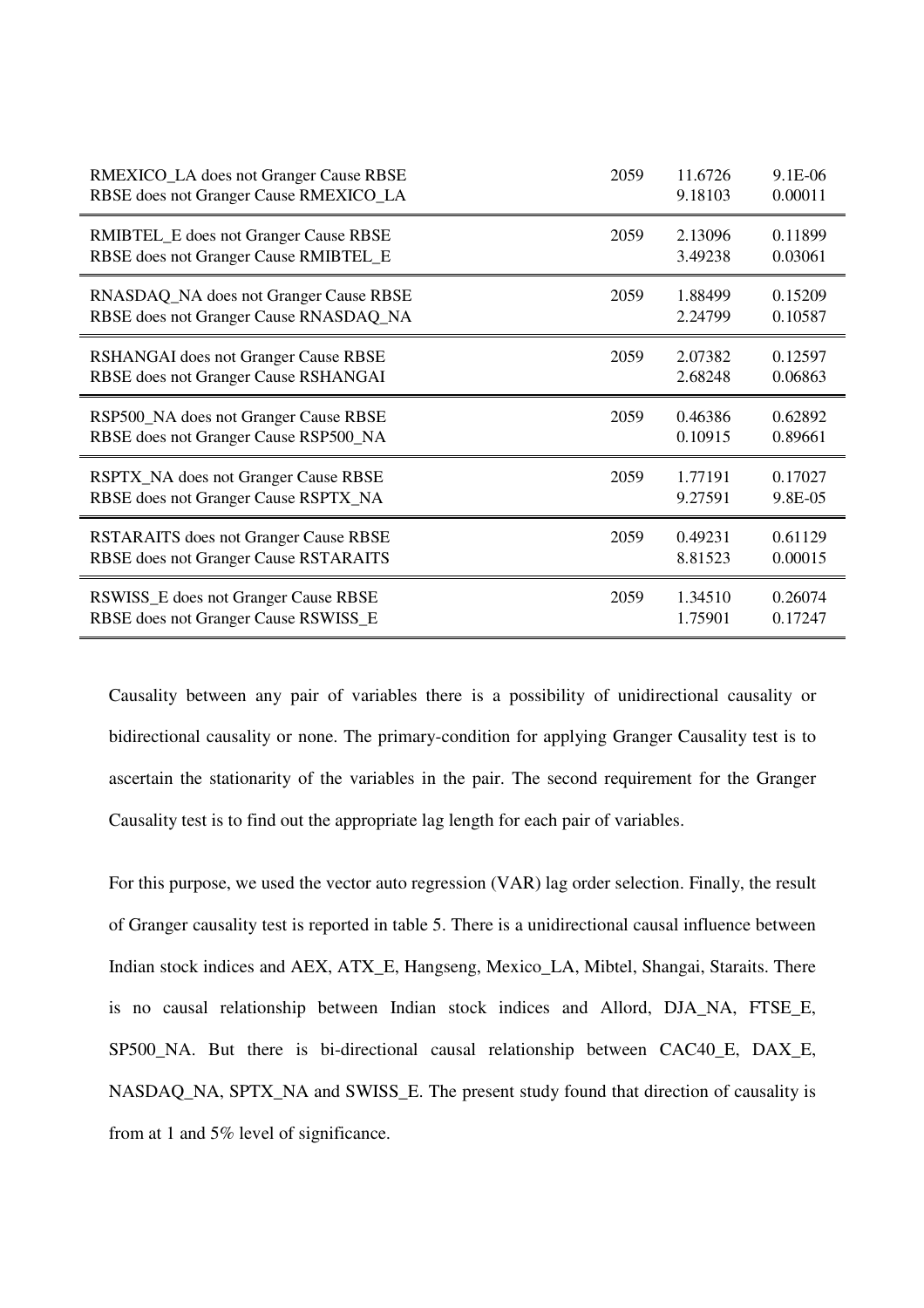| | | | |
|---|---|---|---|
| RMEXICO_LA does not Granger Cause RBSE | 2059 | 11.6726 | 9.1E-06 |
| RBSE does not Granger Cause RMEXICO_LA | | 9.18103 | 0.00011 |
| RMIBTEL_E does not Granger Cause RBSE | 2059 | 2.13096 | 0.11899 |
| RBSE does not Granger Cause RMIBTEL_E | | 3.49238 | 0.03061 |
| RNASDAQ_NA does not Granger Cause RBSE | 2059 | 1.88499 | 0.15209 |
| RBSE does not Granger Cause RNASDAQ_NA | | 2.24799 | 0.10587 |
| RSHANGAI does not Granger Cause RBSE | 2059 | 2.07382 | 0.12597 |
| RBSE does not Granger Cause RSHANGAI | | 2.68248 | 0.06863 |
| RSP500_NA does not Granger Cause RBSE | 2059 | 0.46386 | 0.62892 |
| RBSE does not Granger Cause RSP500_NA | | 0.10915 | 0.89661 |
| RSPTX_NA does not Granger Cause RBSE | 2059 | 1.77191 | 0.17027 |
| RBSE does not Granger Cause RSPTX_NA | | 9.27591 | 9.8E-05 |
| RSTARAITS does not Granger Cause RBSE | 2059 | 0.49231 | 0.61129 |
| RBSE does not Granger Cause RSTARAITS | | 8.81523 | 0.00015 |
| RSWISS_E does not Granger Cause RBSE | 2059 | 1.34510 | 0.26074 |
| RBSE does not Granger Cause RSWISS_E | | 1.75901 | 0.17247 |

Causality between any pair of variables there is a possibility of unidirectional causality or bidirectional causality or none. The primary-condition for applying Granger Causality test is to ascertain the stationarity of the variables in the pair. The second requirement for the Granger Causality test is to find out the appropriate lag length for each pair of variables.

For this purpose, we used the vector auto regression (VAR) lag order selection. Finally, the result of Granger causality test is reported in table 5. There is a unidirectional causal influence between Indian stock indices and AEX, ATX_E, Hangseng, Mexico_LA, Mibtel, Shangai, Staraits. There is no causal relationship between Indian stock indices and Allord, DJA_NA, FTSE_E, SP500_NA. But there is bi-directional causal relationship between CAC40_E, DAX_E, NASDAQ_NA, SPTX_NA and SWISS_E. The present study found that direction of causality is from at 1 and 5% level of significance.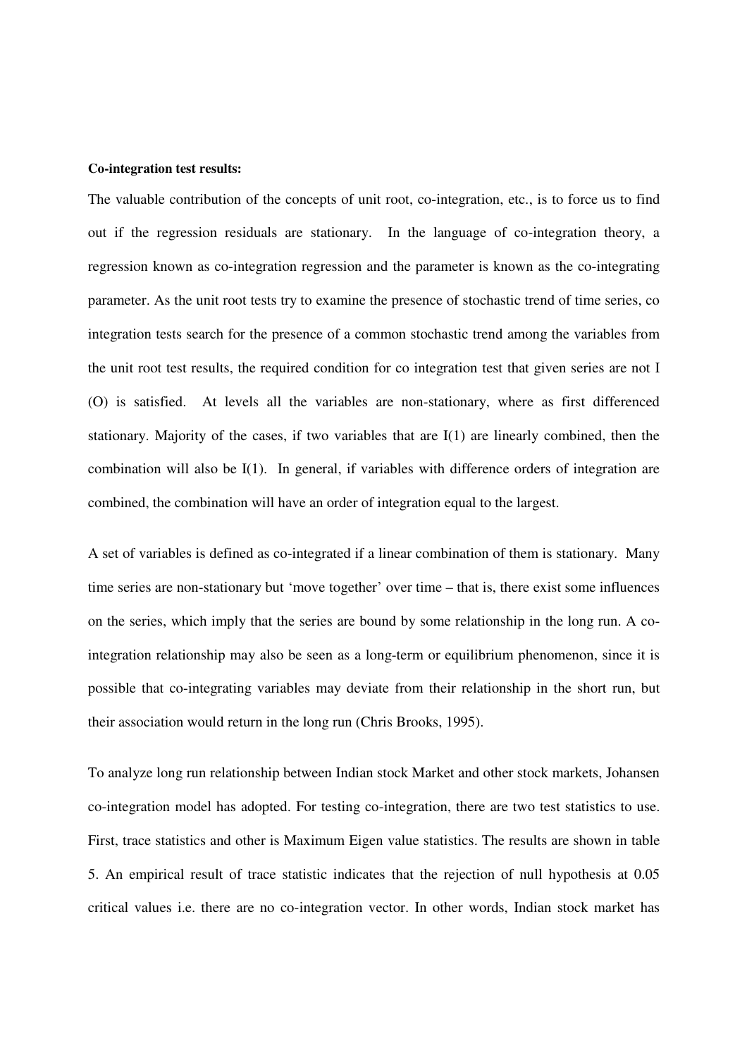**Co-integration test results:**

The valuable contribution of the concepts of unit root, co-integration, etc., is to force us to find out if the regression residuals are stationary. In the language of co-integration theory, a regression known as co-integration regression and the parameter is known as the co-integrating parameter. As the unit root tests try to examine the presence of stochastic trend of time series, co integration tests search for the presence of a common stochastic trend among the variables from the unit root test results, the required condition for co integration test that given series are not I (O) is satisfied. At levels all the variables are non-stationary, where as first differenced stationary. Majority of the cases, if two variables that are I(1) are linearly combined, then the combination will also be I(1). In general, if variables with difference orders of integration are combined, the combination will have an order of integration equal to the largest.

A set of variables is defined as co-integrated if a linear combination of them is stationary. Many time series are non-stationary but 'move together' over time – that is, there exist some influences on the series, which imply that the series are bound by some relationship in the long run. A co-integration relationship may also be seen as a long-term or equilibrium phenomenon, since it is possible that co-integrating variables may deviate from their relationship in the short run, but their association would return in the long run (Chris Brooks, 1995).

To analyze long run relationship between Indian stock Market and other stock markets, Johansen co-integration model has adopted. For testing co-integration, there are two test statistics to use. First, trace statistics and other is Maximum Eigen value statistics. The results are shown in table 5. An empirical result of trace statistic indicates that the rejection of null hypothesis at 0.05 critical values i.e. there are no co-integration vector. In other words, Indian stock market has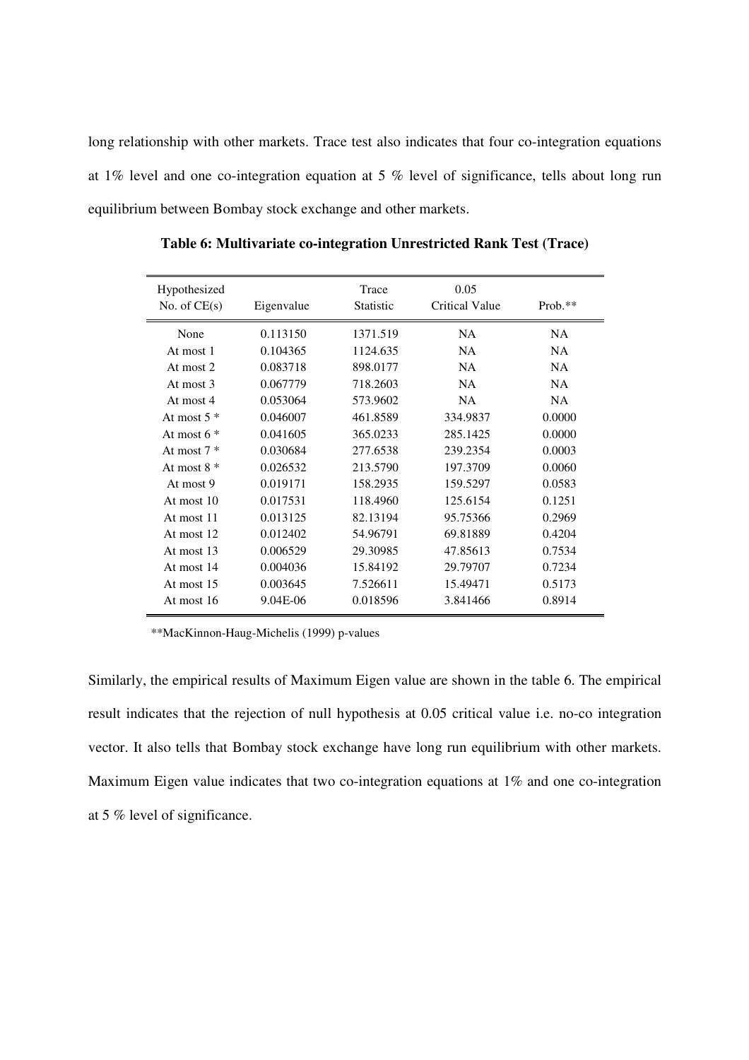long relationship with other markets. Trace test also indicates that four co-integration equations at 1% level and one co-integration equation at 5 % level of significance, tells about long run equilibrium between Bombay stock exchange and other markets.

**Table 6: Multivariate co-integration Unrestricted Rank Test (Trace)**

| Hypothesized No. of CE(s) | Eigenvalue | Trace Statistic | 0.05 Critical Value | Prob.** |
|---|---|---|---|---|
| None | 0.113150 | 1371.519 | NA | NA |
| At most 1 | 0.104365 | 1124.635 | NA | NA |
| At most 2 | 0.083718 | 898.0177 | NA | NA |
| At most 3 | 0.067779 | 718.2603 | NA | NA |
| At most 4 | 0.053064 | 573.9602 | NA | NA |
| At most 5 * | 0.046007 | 461.8589 | 334.9837 | 0.0000 |
| At most 6 * | 0.041605 | 365.0233 | 285.1425 | 0.0000 |
| At most 7 * | 0.030684 | 277.6538 | 239.2354 | 0.0003 |
| At most 8 * | 0.026532 | 213.5790 | 197.3709 | 0.0060 |
| At most 9 | 0.019171 | 158.2935 | 159.5297 | 0.0583 |
| At most 10 | 0.017531 | 118.4960 | 125.6154 | 0.1251 |
| At most 11 | 0.013125 | 82.13194 | 95.75366 | 0.2969 |
| At most 12 | 0.012402 | 54.96791 | 69.81889 | 0.4204 |
| At most 13 | 0.006529 | 29.30985 | 47.85613 | 0.7534 |
| At most 14 | 0.004036 | 15.84192 | 29.79707 | 0.7234 |
| At most 15 | 0.003645 | 7.526611 | 15.49471 | 0.5173 |
| At most 16 | 9.04E-06 | 0.018596 | 3.841466 | 0.8914 |

**MacKinnon-Haug-Michelis (1999) p-values

Similarly, the empirical results of Maximum Eigen value are shown in the table 6. The empirical result indicates that the rejection of null hypothesis at 0.05 critical value i.e. no-co integration vector. It also tells that Bombay stock exchange have long run equilibrium with other markets. Maximum Eigen value indicates that two co-integration equations at 1% and one co-integration at 5 % level of significance.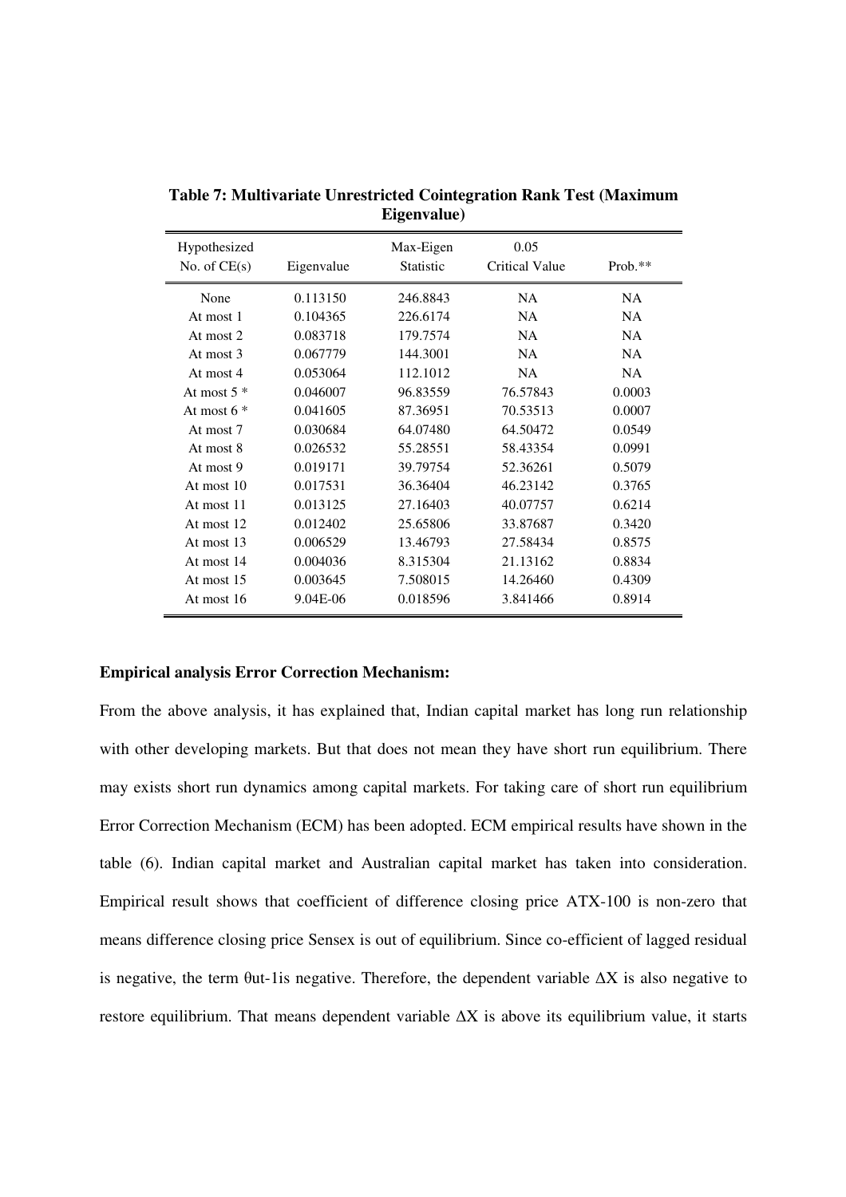**Table 7: Multivariate Unrestricted Cointegration Rank Test (Maximum Eigenvalue)**

| Hypothesized No. of CE(s) | Eigenvalue | Max-Eigen Statistic | 0.05 Critical Value | Prob.** |
|---|---|---|---|---|
| None | 0.113150 | 246.8843 | NA | NA |
| At most 1 | 0.104365 | 226.6174 | NA | NA |
| At most 2 | 0.083718 | 179.7574 | NA | NA |
| At most 3 | 0.067779 | 144.3001 | NA | NA |
| At most 4 | 0.053064 | 112.1012 | NA | NA |
| At most 5 * | 0.046007 | 96.83559 | 76.57843 | 0.0003 |
| At most 6 * | 0.041605 | 87.36951 | 70.53513 | 0.0007 |
| At most 7 | 0.030684 | 64.07480 | 64.50472 | 0.0549 |
| At most 8 | 0.026532 | 55.28551 | 58.43354 | 0.0991 |
| At most 9 | 0.019171 | 39.79754 | 52.36261 | 0.5079 |
| At most 10 | 0.017531 | 36.36404 | 46.23142 | 0.3765 |
| At most 11 | 0.013125 | 27.16403 | 40.07757 | 0.6214 |
| At most 12 | 0.012402 | 25.65806 | 33.87687 | 0.3420 |
| At most 13 | 0.006529 | 13.46793 | 27.58434 | 0.8575 |
| At most 14 | 0.004036 | 8.315304 | 21.13162 | 0.8834 |
| At most 15 | 0.003645 | 7.508015 | 14.26460 | 0.4309 |
| At most 16 | 9.04E-06 | 0.018596 | 3.841466 | 0.8914 |

**Empirical analysis Error Correction Mechanism:**

From the above analysis, it has explained that, Indian capital market has long run relationship with other developing markets. But that does not mean they have short run equilibrium. There may exists short run dynamics among capital markets. For taking care of short run equilibrium Error Correction Mechanism (ECM) has been adopted. ECM empirical results have shown in the table (6). Indian capital market and Australian capital market has taken into consideration. Empirical result shows that coefficient of difference closing price ATX-100 is non-zero that means difference closing price Sensex is out of equilibrium. Since co-efficient of lagged residual is negative, the term θut-1is negative. Therefore, the dependent variable ΔX is also negative to restore equilibrium. That means dependent variable ΔX is above its equilibrium value, it starts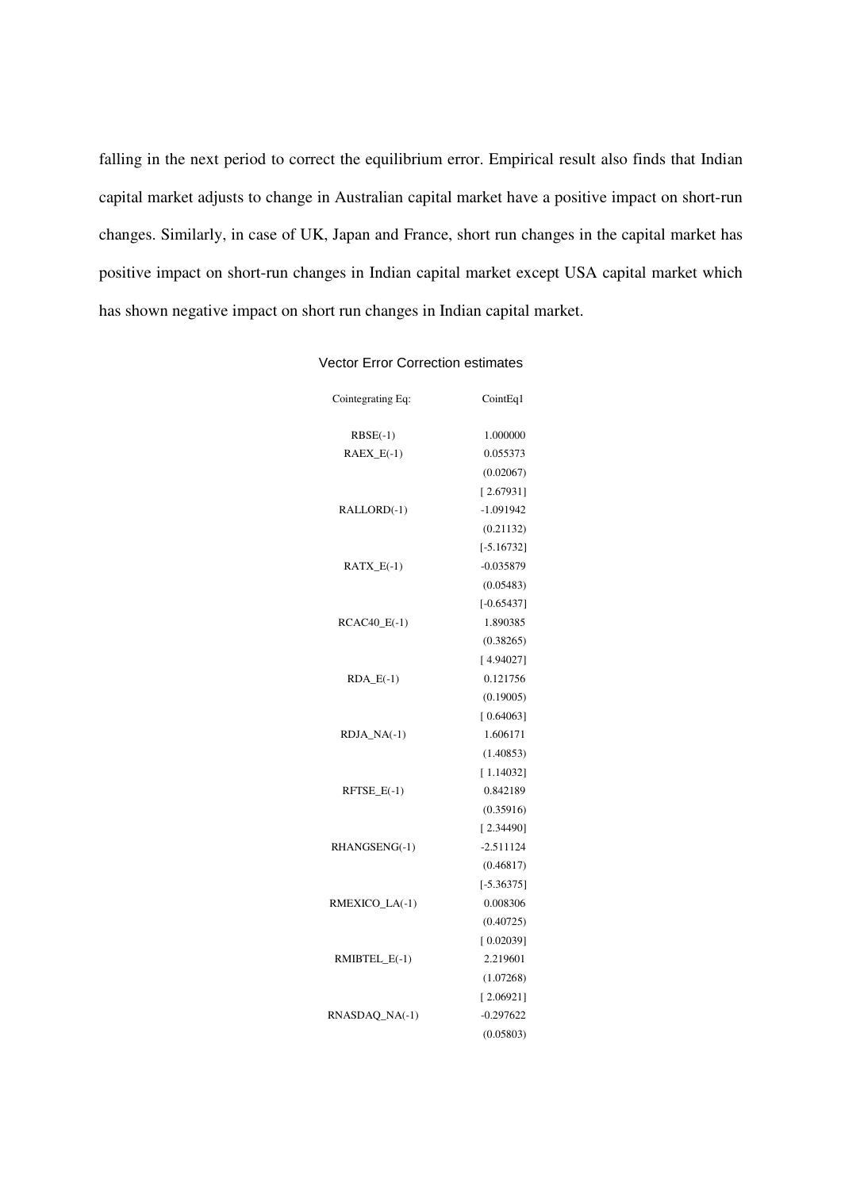falling in the next period to correct the equilibrium error. Empirical result also finds that Indian capital market adjusts to change in Australian capital market have a positive impact on short-run changes. Similarly, in case of UK, Japan and France, short run changes in the capital market has positive impact on short-run changes in Indian capital market except USA capital market which has shown negative impact on short run changes in Indian capital market.

Vector Error Correction estimates

| Cointegrating Eq: | CointEq1 |
|---|---|
| RBSE(-1) | 1.000000 |
| RAEX_E(-1) | 0.055373 |
| | (0.02067) |
| | [ 2.67931] |
| RALLORD(-1) | -1.091942 |
| | (0.21132) |
| | [-5.16732] |
| RATX_E(-1) | -0.035879 |
| | (0.05483) |
| | [-0.65437] |
| RCAC40_E(-1) | 1.890385 |
| | (0.38265) |
| | [ 4.94027] |
| RDA_E(-1) | 0.121756 |
| | (0.19005) |
| | [ 0.64063] |
| RDJA_NA(-1) | 1.606171 |
| | (1.40853) |
| | [ 1.14032] |
| RFTSE_E(-1) | 0.842189 |
| | (0.35916) |
| | [ 2.34490] |
| RHANGSENG(-1) | -2.511124 |
| | (0.46817) |
| | [-5.36375] |
| RMEXICO_LA(-1) | 0.008306 |
| | (0.40725) |
| | [ 0.02039] |
| RMIBTEL_E(-1) | 2.219601 |
| | (1.07268) |
| | [ 2.06921] |
| RNASDAQ_NA(-1) | -0.297622 |
| | (0.05803) |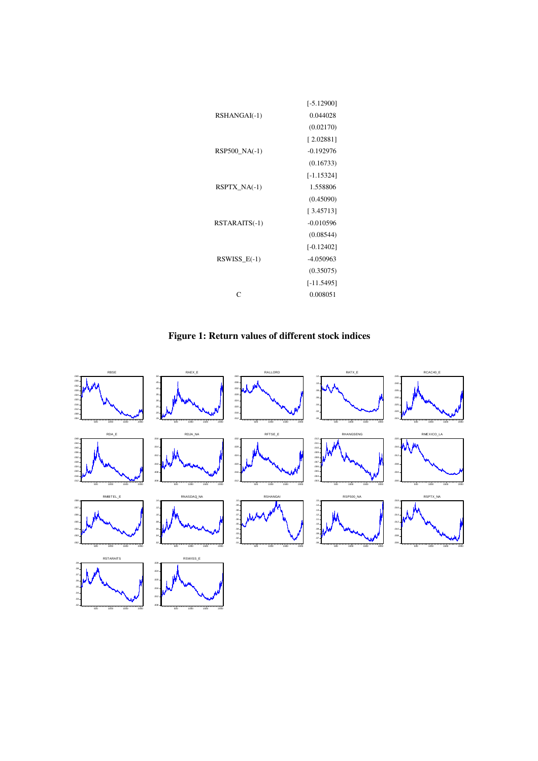| | |
|---|---|
| | [-5.12900] |
| RSHANGAI(-1) | 0.044028 |
| | (0.02170) |
| | [ 2.02881] |
| RSP500_NA(-1) | -0.192976 |
| | (0.16733) |
| | [-1.15324] |
| RSPTX_NA(-1) | 1.558806 |
| | (0.45090) |
| | [ 3.45713] |
| RSTARAITS(-1) | -0.010596 |
| | (0.08544) |
| | [-0.12402] |
| RSWISS_E(-1) | -4.050963 |
| | (0.35075) |
| | [-11.5495] |
| C | 0.008051 |

**Figure 1: Return values of different stock indices**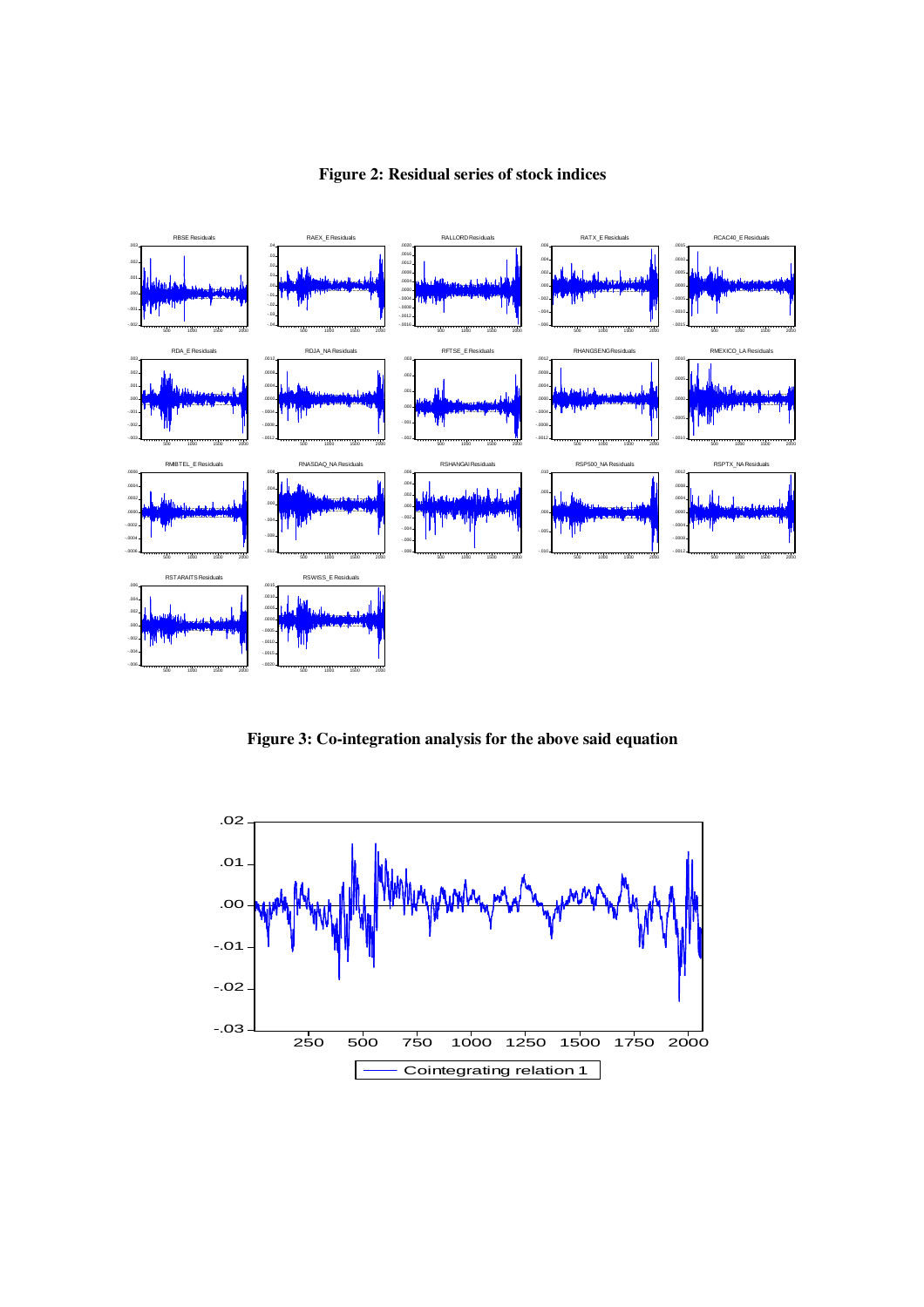**Figure 2: Residual series of stock indices**

**Figure 3: Co-integration analysis for the above said equation**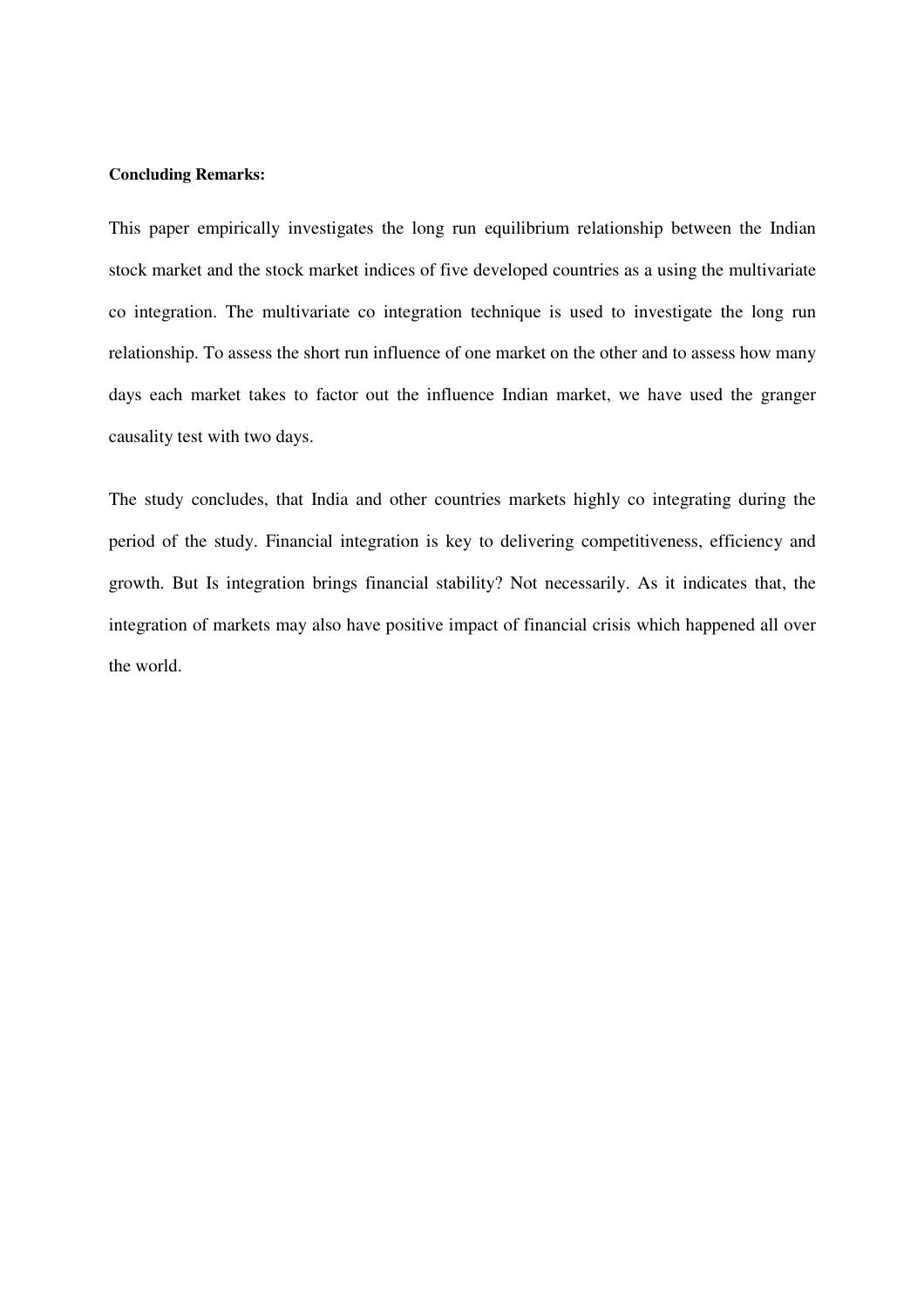**Concluding Remarks:**

This paper empirically investigates the long run equilibrium relationship between the Indian stock market and the stock market indices of five developed countries as a using the multivariate co integration. The multivariate co integration technique is used to investigate the long run relationship. To assess the short run influence of one market on the other and to assess how many days each market takes to factor out the influence Indian market, we have used the granger causality test with two days.

The study concludes, that India and other countries markets highly co integrating during the period of the study. Financial integration is key to delivering competitiveness, efficiency and growth. But Is integration brings financial stability? Not necessarily. As it indicates that, the integration of markets may also have positive impact of financial crisis which happened all over the world.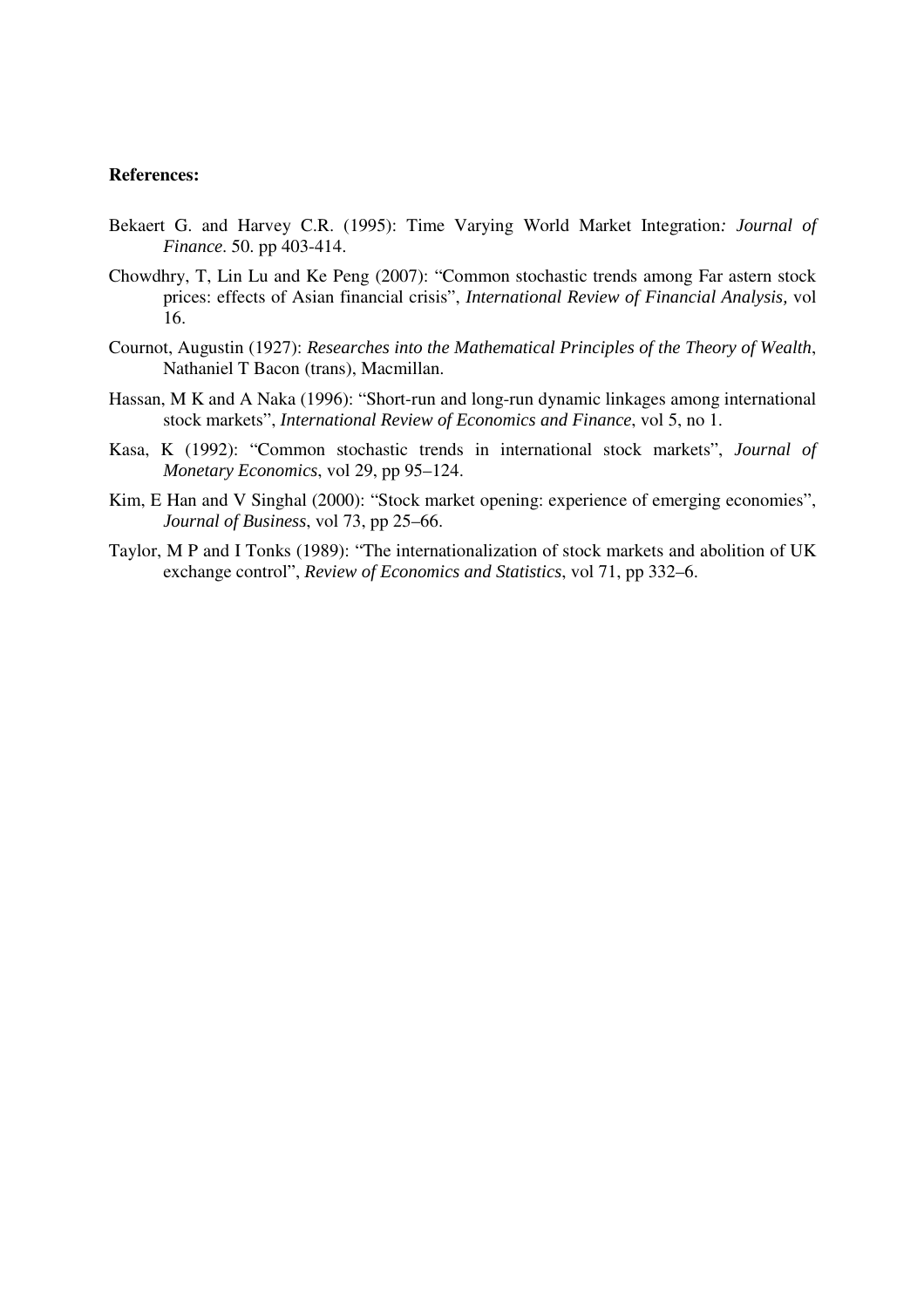**References:**

Bekaert G. and Harvey C.R. (1995): Time Varying World Market Integration*: Journal of Finance*. 50. pp 403-414.

Chowdhry, T, Lin Lu and Ke Peng (2007): "Common stochastic trends among Far astern stock prices: effects of Asian financial crisis", *International Review of Financial Analysis,* vol 16.

Cournot, Augustin (1927): *Researches into the Mathematical Principles of the Theory of Wealth*, Nathaniel T Bacon (trans), Macmillan.

Hassan, M K and A Naka (1996): "Short-run and long-run dynamic linkages among international stock markets", *International Review of Economics and Finance*, vol 5, no 1.

Kasa, K (1992): "Common stochastic trends in international stock markets", *Journal of Monetary Economics*, vol 29, pp 95–124.

Kim, E Han and V Singhal (2000): "Stock market opening: experience of emerging economies", *Journal of Business*, vol 73, pp 25–66.

Taylor, M P and I Tonks (1989): "The internationalization of stock markets and abolition of UK exchange control", *Review of Economics and Statistics*, vol 71, pp 332–6.